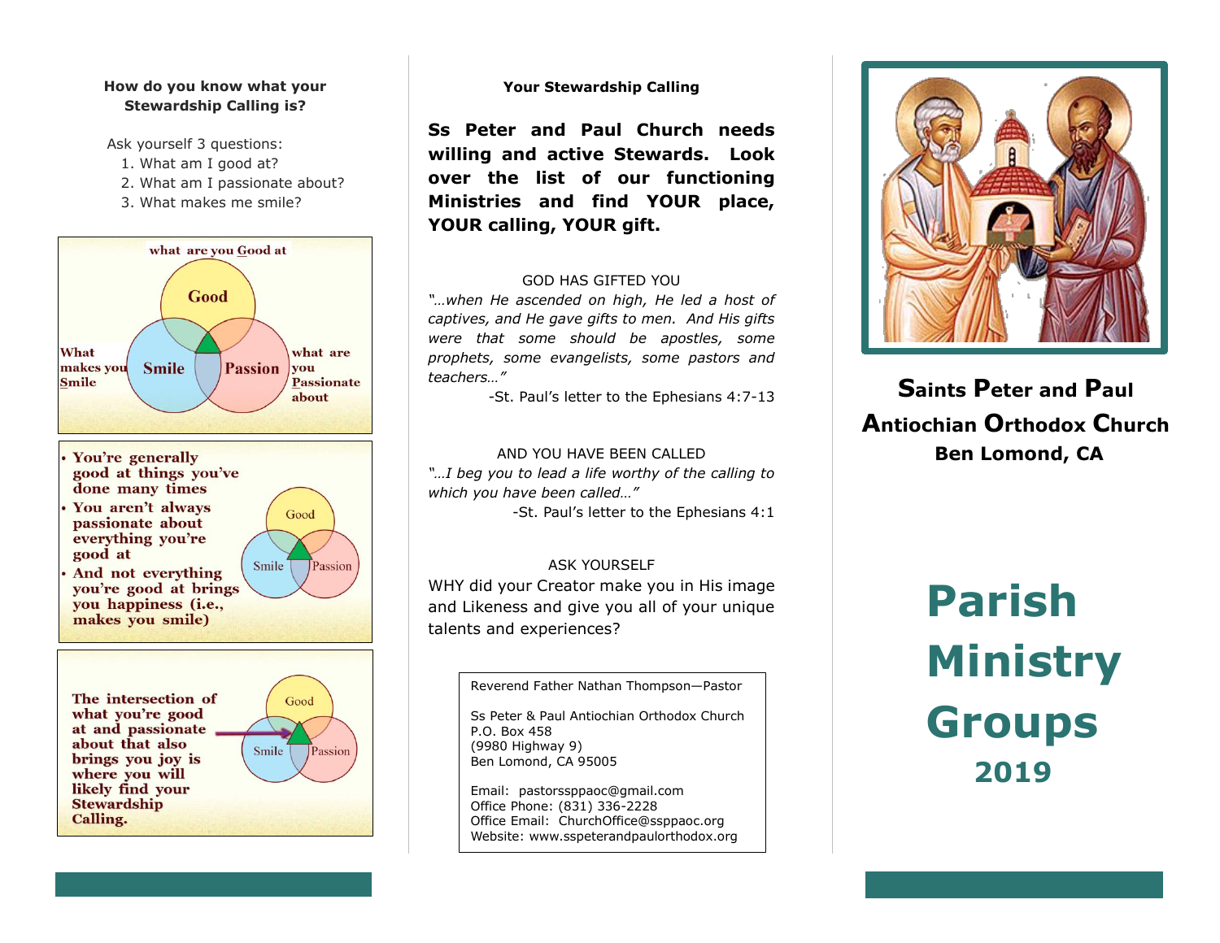### How do you know what your Stewardship Calling is?

Ask yourself 3 questions:

1. What am I good at?
2. What am I passionate about?
3. What makes me smile?

what are you Good at

Good

What makes you Smile

Smile

Passion

what are you Passionate about

- You're generally good at things you've done many times
- You aren't always passionate about everything you're good at
- And not everything you're good at brings you happiness (i.e., makes you smile)

Good

Smile

Passion

The intersection of what you're good at and passionate about that also brings you joy is where you will likely find your Stewardship Calling.

Good

Smile

Passion

### Your Stewardship Calling

**Ss Peter and Paul Church needs willing and active Stewards. Look over the list of our functioning Ministries and find YOUR place, YOUR calling, YOUR gift.**

GOD HAS GIFTED YOU

*"…when He ascended on high, He led a host of captives, and He gave gifts to men. And His gifts were that some should be apostles, some prophets, some evangelists, some pastors and teachers…"*

-St. Paul's letter to the Ephesians 4:7-13

AND YOU HAVE BEEN CALLED

*"…I beg you to lead a life worthy of the calling to which you have been called…"*

-St. Paul's letter to the Ephesians 4:1

ASK YOURSELF

WHY did your Creator make you in His image and Likeness and give you all of your unique talents and experiences?

Reverend Father Nathan Thompson—Pastor

Ss Peter & Paul Antiochian Orthodox Church
P.O. Box 458
(9980 Highway 9)
Ben Lomond, CA 95005

Email: pastorsspaoc@gmail.com
Office Phone: (831) 336-2228
Office Email: ChurchOffice@ssppaoc.org
Website: www.sspeterandpaulorthodox.org

## Saints Peter and Paul Antiochian Orthodox Church

**Ben Lomond, CA**

# Parish Ministry Groups

## 2019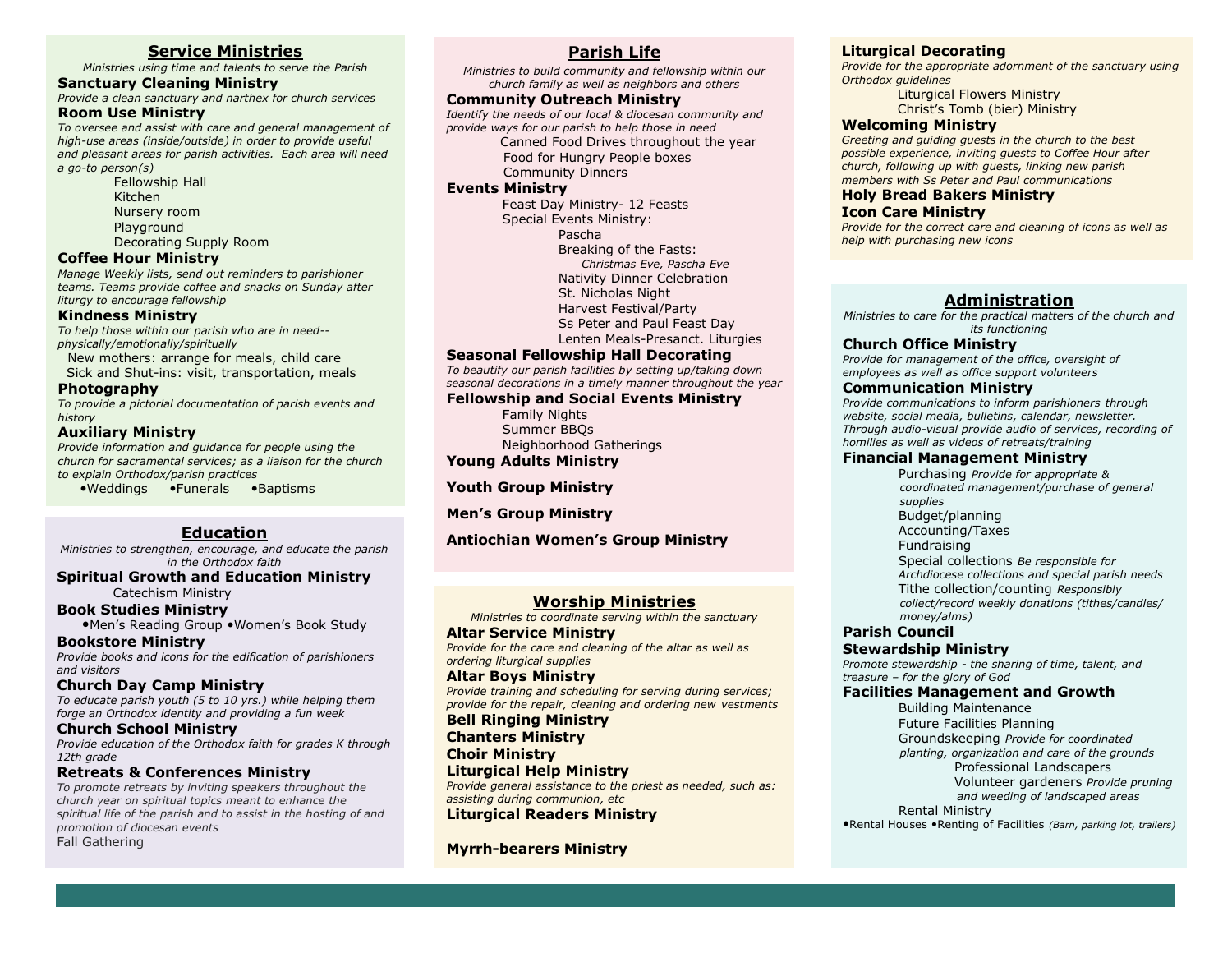## Service Ministries

*Ministries using time and talents to serve the Parish*

### Sanctuary Cleaning Ministry
*Provide a clean sanctuary and narthex for church services*

### Room Use Ministry
*To oversee and assist with care and general management of high-use areas (inside/outside) in order to provide useful and pleasant areas for parish activities. Each area will need a go-to person(s)*

- Fellowship Hall
- Kitchen
- Nursery room
- Playground
- Decorating Supply Room

### Coffee Hour Ministry
*Manage Weekly lists, send out reminders to parishioner teams. Teams provide coffee and snacks on Sunday after liturgy to encourage fellowship*

### Kindness Ministry
*To help those within our parish who are in need--physically/emotionally/spiritually*

- New mothers: arrange for meals, child care
- Sick and Shut-ins: visit, transportation, meals

### Photography
*To provide a pictorial documentation of parish events and history*

### Auxiliary Ministry
*Provide information and guidance for people using the church for sacramental services; as a liaison for the church to explain Orthodox/parish practices*

•Weddings •Funerals •Baptisms

## Education

*Ministries to strengthen, encourage, and educate the parish in the Orthodox faith*

### Spiritual Growth and Education Ministry
- Catechism Ministry

### Book Studies Ministry
•Men's Reading Group •Women's Book Study

### Bookstore Ministry
*Provide books and icons for the edification of parishioners and visitors*

### Church Day Camp Ministry
*To educate parish youth (5 to 10 yrs.) while helping them forge an Orthodox identity and providing a fun week*

### Church School Ministry
*Provide education of the Orthodox faith for grades K through 12th grade*

### Retreats & Conferences Ministry
*To promote retreats by inviting speakers throughout the church year on spiritual topics meant to enhance the spiritual life of the parish and to assist in the hosting of and promotion of diocesan events*

Fall Gathering

## Parish Life

*Ministries to build community and fellowship within our church family as well as neighbors and others*

### Community Outreach Ministry
*Identify the needs of our local & diocesan community and provide ways for our parish to help those in need*

- Canned Food Drives throughout the year
- Food for Hungry People boxes
- Community Dinners

### Events Ministry
- Feast Day Ministry- 12 Feasts
- Special Events Ministry:
  - Pascha
  - Breaking of the Fasts:
    - *Christmas Eve, Pascha Eve*
  - Nativity Dinner Celebration
  - St. Nicholas Night
  - Harvest Festival/Party
  - Ss Peter and Paul Feast Day
  - Lenten Meals-Presanct. Liturgies

### Seasonal Fellowship Hall Decorating
*To beautify our parish facilities by setting up/taking down seasonal decorations in a timely manner throughout the year*

### Fellowship and Social Events Ministry
- Family Nights
- Summer BBQs
- Neighborhood Gatherings

### Young Adults Ministry

### Youth Group Ministry

### Men's Group Ministry

### Antiochian Women's Group Ministry

## Worship Ministries

*Ministries to coordinate serving within the sanctuary*

### Altar Service Ministry
*Provide for the care and cleaning of the altar as well as ordering liturgical supplies*

### Altar Boys Ministry
*Provide training and scheduling for serving during services; provide for the repair, cleaning and ordering new vestments*

### Bell Ringing Ministry

### Chanters Ministry

### Choir Ministry

### Liturgical Help Ministry
*Provide general assistance to the priest as needed, such as: assisting during communion, etc*

### Liturgical Readers Ministry

### Myrrh-bearers Ministry

### Liturgical Decorating
*Provide for the appropriate adornment of the sanctuary using Orthodox guidelines*

- Liturgical Flowers Ministry
- Christ's Tomb (bier) Ministry

### Welcoming Ministry
*Greeting and guiding guests in the church to the best possible experience, inviting guests to Coffee Hour after church, following up with guests, linking new parish members with Ss Peter and Paul communications*

### Holy Bread Bakers Ministry

### Icon Care Ministry
*Provide for the correct care and cleaning of icons as well as help with purchasing new icons*

## Administration

*Ministries to care for the practical matters of the church and its functioning*

### Church Office Ministry
*Provide for management of the office, oversight of employees as well as office support volunteers*

### Communication Ministry
*Provide communications to inform parishioners through website, social media, bulletins, calendar, newsletter. Through audio-visual provide audio of services, recording of homilies as well as videos of retreats/training*

### Financial Management Ministry
- Purchasing *Provide for appropriate & coordinated management/purchase of general supplies*
- Budget/planning
- Accounting/Taxes
- Fundraising
- Special collections *Be responsible for Archdiocese collections and special parish needs*
- Tithe collection/counting *Responsibly collect/record weekly donations (tithes/candles/money/alms)*

### Parish Council

### Stewardship Ministry
*Promote stewardship - the sharing of time, talent, and treasure – for the glory of God*

### Facilities Management and Growth
- Building Maintenance
- Future Facilities Planning
- Groundskeeping *Provide for coordinated planting, organization and care of the grounds*
  - Professional Landscapers
  - Volunteer gardeners *Provide pruning and weeding of landscaped areas*
- Rental Ministry

•Rental Houses •Renting of Facilities *(Barn, parking lot, trailers)*